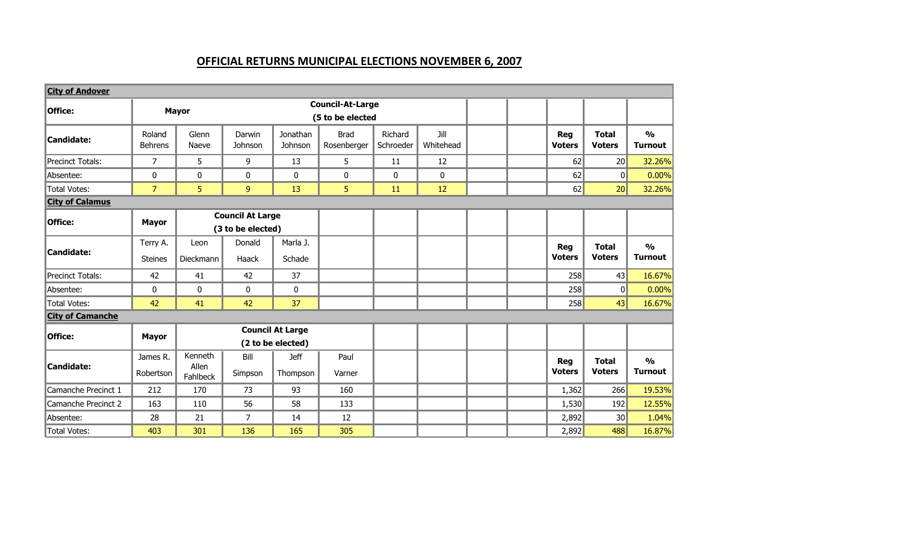# OFFICIAL RETURNS MUNICIPAL ELECTIONS NOVEMBER 6, 2007

| **City of Andover** | | | | | | | | | | | | |
|---|---|---|---|---|---|---|---|---|---|---|---|---|
| **Office:** | **Mayor** | | **Council-At-Large (5 to be elected** | | | | | | | | | |
| **Candidate:** | Roland Behrens | Glenn Naeve | Darwin Johnson | Jonathan Johnson | Brad Rosenberger | Richard Schroeder | Jill Whitehead | | | **Reg Voters** | **Total Voters** | **% Turnout** |
| Precinct Totals: | 7 | 5 | 9 | 13 | 5 | 11 | 12 | | | 62 | 20 | 32.26% |
| Absentee: | 0 | 0 | 0 | 0 | 0 | 0 | 0 | | | 62 | 0 | 0.00% |
| Total Votes: | 7 | 5 | 9 | 13 | 5 | 11 | 12 | | | 62 | 20 | 32.26% |
| **City of Calamus** | | | | | | | | | | | | |
| **Office:** | **Mayor** | **Council At Large (3 to be elected)** | | | | | | | | | | |
| **Candidate:** | Terry A. Steines | Leon Dieckmann | Donald Haack | Marla J. Schade | | | | | | **Reg Voters** | **Total Voters** | **% Turnout** |
| Precinct Totals: | 42 | 41 | 42 | 37 | | | | | | 258 | 43 | 16.67% |
| Absentee: | 0 | 0 | 0 | 0 | | | | | | 258 | 0 | 0.00% |
| Total Votes: | 42 | 41 | 42 | 37 | | | | | | 258 | 43 | 16.67% |
| **City of Camanche** | | | | | | | | | | | | |
| **Office:** | **Mayor** | **Council At Large (2 to be elected)** | | | | | | | | | | |
| **Candidate:** | James R. Robertson | Kenneth Allen Fahlbeck | Bill Simpson | Jeff Thompson | Paul Varner | | | | | **Reg Voters** | **Total Voters** | **% Turnout** |
| Camanche Precinct 1 | 212 | 170 | 73 | 93 | 160 | | | | | 1,362 | 266 | 19.53% |
| Camanche Precinct 2 | 163 | 110 | 56 | 58 | 133 | | | | | 1,530 | 192 | 12.55% |
| Absentee: | 28 | 21 | 7 | 14 | 12 | | | | | 2,892 | 30 | 1.04% |
| Total Votes: | 403 | 301 | 136 | 165 | 305 | | | | | 2,892 | 488 | 16.87% |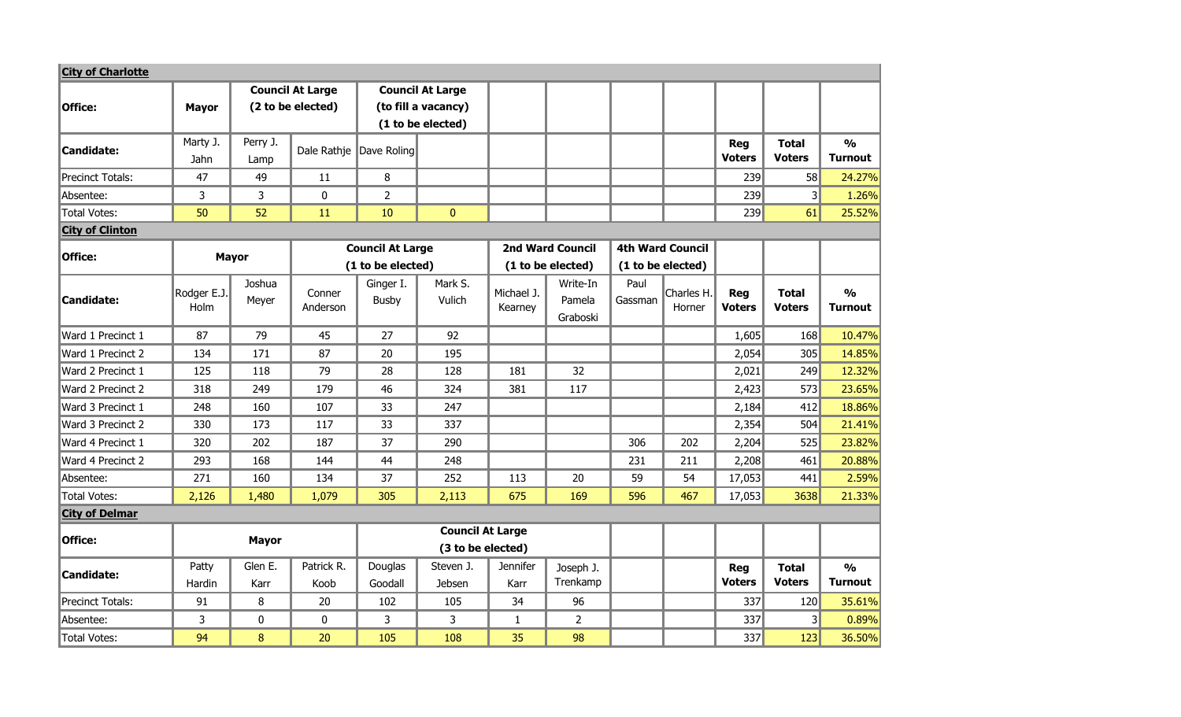## City of Charlotte

| Office: | Mayor | Council At Large (2 to be elected) | | Council At Large (to fill a vacancy) (1 to be elected) | | | | | | | | |
|---|---|---|---|---|---|---|---|---|---|---|---|---|
| Candidate: | Marty J. Jahn | Perry J. Lamp | Dale Rathje | Dave Roling | | | | | | Reg Voters | Total Voters | % Turnout |
| Precinct Totals: | 47 | 49 | 11 | 8 | | | | | | 239 | 58 | 24.27% |
| Absentee: | 3 | 3 | 0 | 2 | | | | | | 239 | 3 | 1.26% |
| Total Votes: | 50 | 52 | 11 | 10 | 0 | | | | | 239 | 61 | 25.52% |

## City of Clinton

| Office: | Mayor | | Council At Large (1 to be elected) | | | 2nd Ward Council (1 to be elected) | | 4th Ward Council (1 to be elected) | | | | |
|---|---|---|---|---|---|---|---|---|---|---|---|---|
| Candidate: | Rodger E.J. Holm | Joshua Meyer | Conner Anderson | Ginger I. Busby | Mark S. Vulich | Michael J. Kearney | Write-In Pamela Graboski | Paul Gassman | Charles H. Horner | Reg Voters | Total Voters | % Turnout |
| Ward 1 Precinct 1 | 87 | 79 | 45 | 27 | 92 | | | | | 1,605 | 168 | 10.47% |
| Ward 1 Precinct 2 | 134 | 171 | 87 | 20 | 195 | | | | | 2,054 | 305 | 14.85% |
| Ward 2 Precinct 1 | 125 | 118 | 79 | 28 | 128 | 181 | 32 | | | 2,021 | 249 | 12.32% |
| Ward 2 Precinct 2 | 318 | 249 | 179 | 46 | 324 | 381 | 117 | | | 2,423 | 573 | 23.65% |
| Ward 3 Precinct 1 | 248 | 160 | 107 | 33 | 247 | | | | | 2,184 | 412 | 18.86% |
| Ward 3 Precinct 2 | 330 | 173 | 117 | 33 | 337 | | | | | 2,354 | 504 | 21.41% |
| Ward 4 Precinct 1 | 320 | 202 | 187 | 37 | 290 | | | 306 | 202 | 2,204 | 525 | 23.82% |
| Ward 4 Precinct 2 | 293 | 168 | 144 | 44 | 248 | | | 231 | 211 | 2,208 | 461 | 20.88% |
| Absentee: | 271 | 160 | 134 | 37 | 252 | 113 | 20 | 59 | 54 | 17,053 | 441 | 2.59% |
| Total Votes: | 2,126 | 1,480 | 1,079 | 305 | 2,113 | 675 | 169 | 596 | 467 | 17,053 | 3638 | 21.33% |

## City of Delmar

| Office: | Mayor | | | Council At Large (3 to be elected) | | | | | | | | |
|---|---|---|---|---|---|---|---|---|---|---|---|---|
| Candidate: | Patty Hardin | Glen E. Karr | Patrick R. Koob | Douglas Goodall | Steven J. Jebsen | Jennifer Karr | Joseph J. Trenkamp | | | Reg Voters | Total Voters | % Turnout |
| Precinct Totals: | 91 | 8 | 20 | 102 | 105 | 34 | 96 | | | 337 | 120 | 35.61% |
| Absentee: | 3 | 0 | 0 | 3 | 3 | 1 | 2 | | | 337 | 3 | 0.89% |
| Total Votes: | 94 | 8 | 20 | 105 | 108 | 35 | 98 | | | 337 | 123 | 36.50% |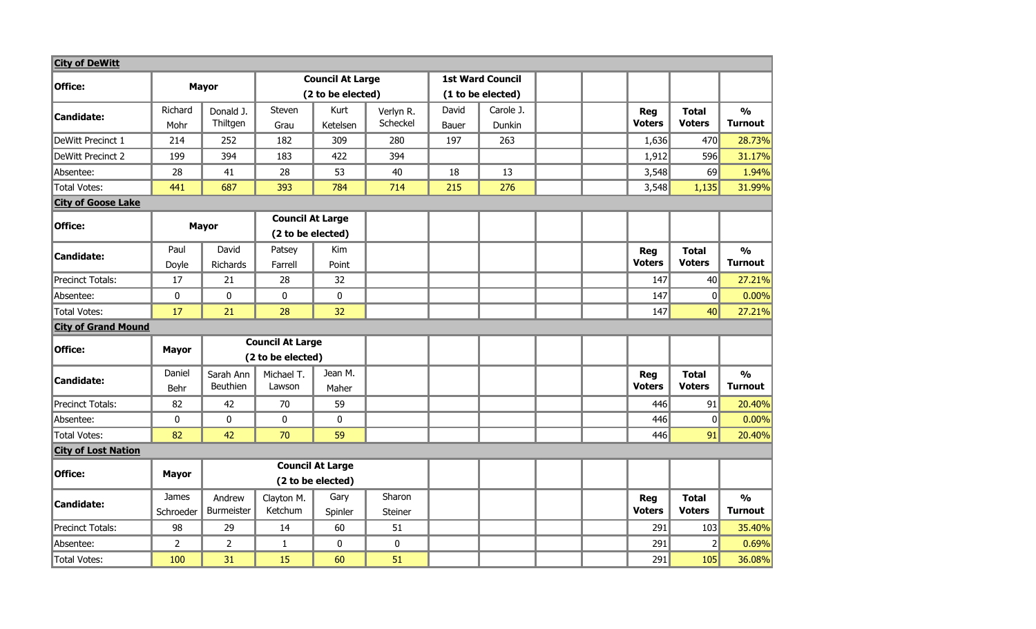| City of DeWitt | | | | | | | | | | | | | |
|---|---|---|---|---|---|---|---|---|---|---|---|---|---|
| Office: | Mayor | | Council At Large (2 to be elected) | | | 1st Ward Council (1 to be elected) | | | | | | | |
| Candidate: | Richard Mohr | Donald J. Thiltgen | Steven Grau | Kurt Ketelsen | Verlyn R. Scheckel | David Bauer | Carole J. Dunkin | | | | Reg Voters | Total Voters | % Turnout |
| DeWitt Precinct 1 | 214 | 252 | 182 | 309 | 280 | 197 | 263 | | | | 1,636 | 470 | 28.73% |
| DeWitt Precinct 2 | 199 | 394 | 183 | 422 | 394 | | | | | | 1,912 | 596 | 31.17% |
| Absentee: | 28 | 41 | 28 | 53 | 40 | 18 | 13 | | | | 3,548 | 69 | 1.94% |
| Total Votes: | 441 | 687 | 393 | 784 | 714 | 215 | 276 | | | | 3,548 | 1,135 | 31.99% |

| City of Goose Lake | | | | | | | | | | | | | |
|---|---|---|---|---|---|---|---|---|---|---|---|---|---|
| Office: | Mayor | | Council At Large (2 to be elected) | | | | | | | | | | |
| Candidate: | Paul Doyle | David Richards | Patsey Farrell | Kim Point | | | | | | | Reg Voters | Total Voters | % Turnout |
| Precinct Totals: | 17 | 21 | 28 | 32 | | | | | | | 147 | 40 | 27.21% |
| Absentee: | 0 | 0 | 0 | 0 | | | | | | | 147 | 0 | 0.00% |
| Total Votes: | 17 | 21 | 28 | 32 | | | | | | | 147 | 40 | 27.21% |

| City of Grand Mound | | | | | | | | | | | | | |
|---|---|---|---|---|---|---|---|---|---|---|---|---|---|
| Office: | Mayor | Council At Large (2 to be elected) | | | | | | | | | | | |
| Candidate: | Daniel Behr | Sarah Ann Beuthien | Michael T. Lawson | Jean M. Maher | | | | | | | Reg Voters | Total Voters | % Turnout |
| Precinct Totals: | 82 | 42 | 70 | 59 | | | | | | | 446 | 91 | 20.40% |
| Absentee: | 0 | 0 | 0 | 0 | | | | | | | 446 | 0 | 0.00% |
| Total Votes: | 82 | 42 | 70 | 59 | | | | | | | 446 | 91 | 20.40% |

| City of Lost Nation | | | | | | | | | | | | | |
|---|---|---|---|---|---|---|---|---|---|---|---|---|---|
| Office: | Mayor | Council At Large (2 to be elected) | | | | | | | | | | | |
| Candidate: | James Schroeder | Andrew Burmeister | Clayton M. Ketchum | Gary Spinler | Sharon Steiner | | | | | | Reg Voters | Total Voters | % Turnout |
| Precinct Totals: | 98 | 29 | 14 | 60 | 51 | | | | | | 291 | 103 | 35.40% |
| Absentee: | 2 | 2 | 1 | 0 | 0 | | | | | | 291 | 2 | 0.69% |
| Total Votes: | 100 | 31 | 15 | 60 | 51 | | | | | | 291 | 105 | 36.08% |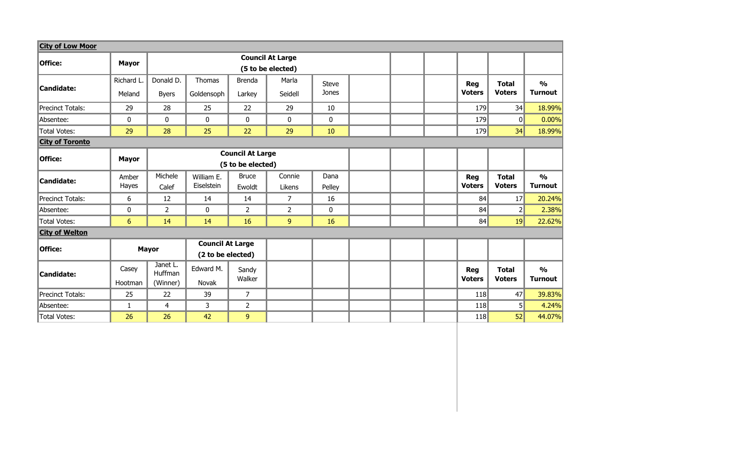| **City of Low Moor** | | | | | | | | | | | | |
|---|---|---|---|---|---|---|---|---|---|---|---|---|
| **Office:** | **Mayor** | **Council At Large (5 to be elected)** | | | | | | | | | | |
| **Candidate:** | Richard L. Meland | Donald D. Byers | Thomas Goldensoph | Brenda Larkey | Marla Seidell | Steve Jones | | | | **Reg Voters** | **Total Voters** | **% Turnout** |
| Precinct Totals: | 29 | 28 | 25 | 22 | 29 | 10 | | | | 179 | 34 | 18.99% |
| Absentee: | 0 | 0 | 0 | 0 | 0 | 0 | | | | 179 | 0 | 0.00% |
| Total Votes: | 29 | 28 | 25 | 22 | 29 | 10 | | | | 179 | 34 | 18.99% |

| **City of Toronto** | | | | | | | | | | | | |
|---|---|---|---|---|---|---|---|---|---|---|---|---|
| **Office:** | **Mayor** | **Council At Large (5 to be elected)** | | | | | | | | | | |
| **Candidate:** | Amber Hayes | Michele Calef | William E. Eiselstein | Bruce Ewoldt | Connie Likens | Dana Pelley | | | | **Reg Voters** | **Total Voters** | **% Turnout** |
| Precinct Totals: | 6 | 12 | 14 | 14 | 7 | 16 | | | | 84 | 17 | 20.24% |
| Absentee: | 0 | 2 | 0 | 2 | 2 | 0 | | | | 84 | 2 | 2.38% |
| Total Votes: | 6 | 14 | 14 | 16 | 9 | 16 | | | | 84 | 19 | 22.62% |

| **City of Welton** | | | | | | | | | | | | |
|---|---|---|---|---|---|---|---|---|---|---|---|---|
| **Office:** | **Mayor** | | **Council At Large (2 to be elected)** | | | | | | | | | |
| **Candidate:** | Casey Hootman | Janet L. Huffman (Winner) | Edward M. Novak | Sandy Walker | | | | | | **Reg Voters** | **Total Voters** | **% Turnout** |
| Precinct Totals: | 25 | 22 | 39 | 7 | | | | | | 118 | 47 | 39.83% |
| Absentee: | 1 | 4 | 3 | 2 | | | | | | 118 | 5 | 4.24% |
| Total Votes: | 26 | 26 | 42 | 9 | | | | | | 118 | 52 | 44.07% |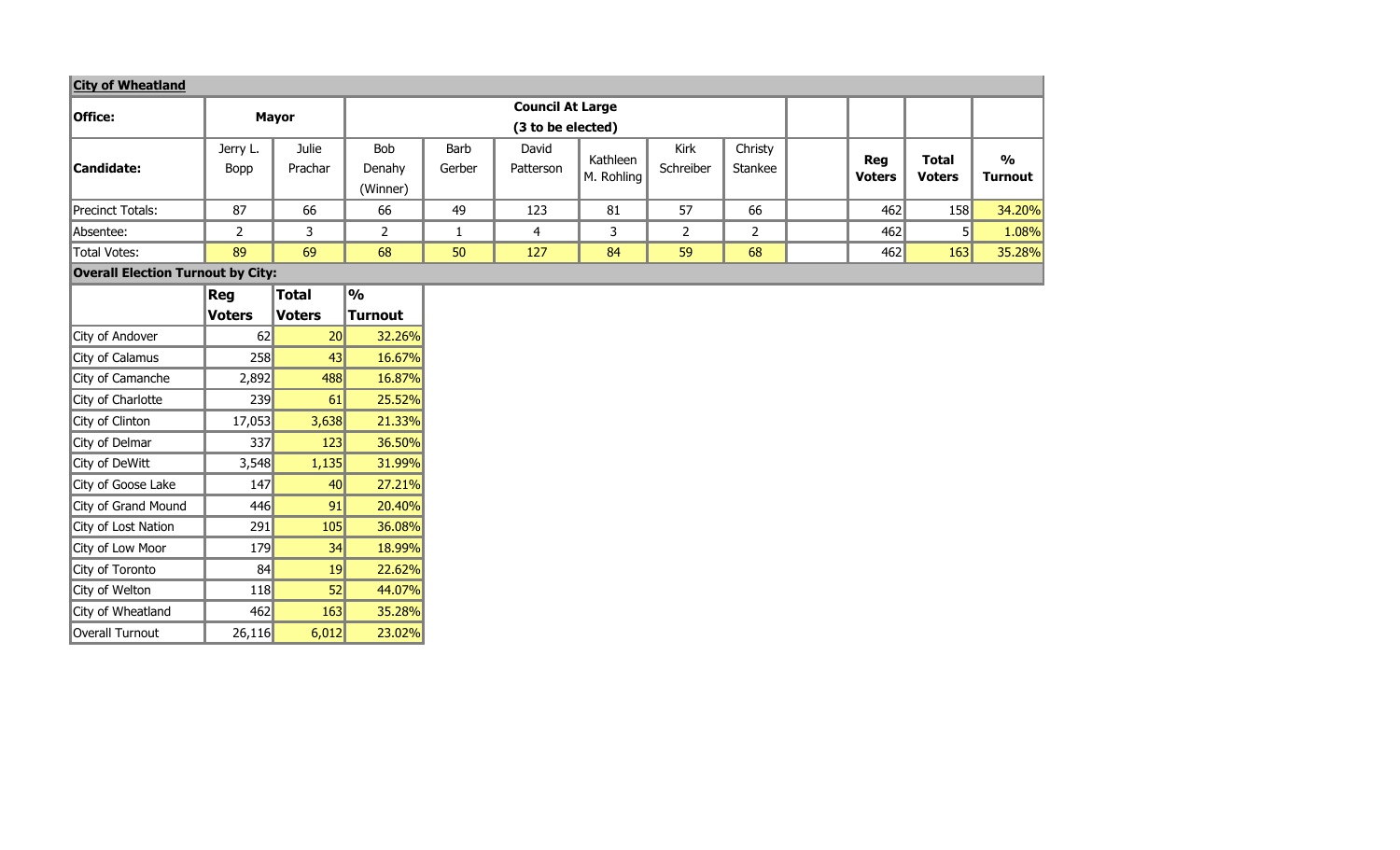**City of Wheatland**

| Office: | Mayor | | Council At Large (3 to be elected) | | | | | | | | | |
|---|---|---|---|---|---|---|---|---|---|---|---|---|
| Candidate: | Jerry L. Bopp | Julie Prachar | Bob Denahy (Winner) | Barb Gerber | David Patterson | Kathleen M. Rohling | Kirk Schreiber | Christy Stankee | | Reg Voters | Total Voters | % Turnout |
| Precinct Totals: | 87 | 66 | 66 | 49 | 123 | 81 | 57 | 66 | | 462 | 158 | 34.20% |
| Absentee: | 2 | 3 | 2 | 1 | 4 | 3 | 2 | 2 | | 462 | 5 | 1.08% |
| Total Votes: | 89 | 69 | 68 | 50 | 127 | 84 | 59 | 68 | | 462 | 163 | 35.28% |

**Overall Election Turnout by City:**

| | Reg Voters | Total Voters | % Turnout |
|---|---|---|---|
| City of Andover | 62 | 20 | 32.26% |
| City of Calamus | 258 | 43 | 16.67% |
| City of Camanche | 2,892 | 488 | 16.87% |
| City of Charlotte | 239 | 61 | 25.52% |
| City of Clinton | 17,053 | 3,638 | 21.33% |
| City of Delmar | 337 | 123 | 36.50% |
| City of DeWitt | 3,548 | 1,135 | 31.99% |
| City of Goose Lake | 147 | 40 | 27.21% |
| City of Grand Mound | 446 | 91 | 20.40% |
| City of Lost Nation | 291 | 105 | 36.08% |
| City of Low Moor | 179 | 34 | 18.99% |
| City of Toronto | 84 | 19 | 22.62% |
| City of Welton | 118 | 52 | 44.07% |
| City of Wheatland | 462 | 163 | 35.28% |
| Overall Turnout | 26,116 | 6,012 | 23.02% |